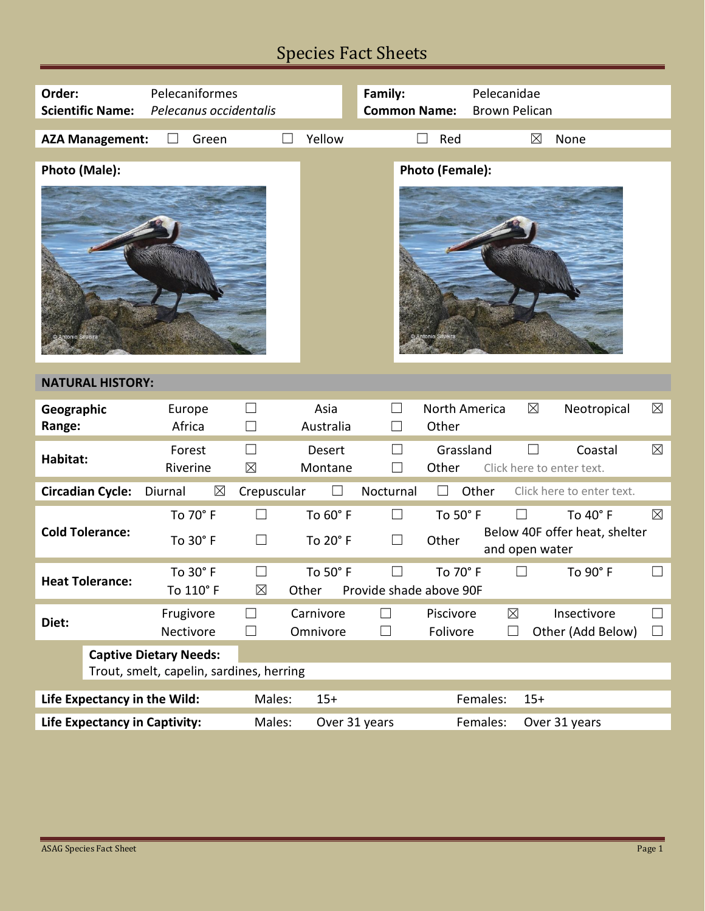# Species Fact Sheets

| | | | |
|---|---|---|---|
| **Order:** | Pelecaniformes | **Family:** | Pelecanidae |
| **Scientific Name:** | *Pelecanus occidentalis* | **Common Name:** | Brown Pelican |

**AZA Management:** ☐ Green ☐ Yellow ☐ Red ☒ None

**Photo (Male):**

**Photo (Female):**

## NATURAL HISTORY:

| | | | | | | | | |
|---|---|---|---|---|---|---|---|---|
| **Geographic Range:** | Europe | ☐ | Asia | ☐ | North America | ☒ | Neotropical | ☒ |
| | Africa | ☐ | Australia | ☐ | Other | | | |
| **Habitat:** | Forest | ☐ | Desert | ☐ | Grassland | ☐ | Coastal | ☒ |
| | Riverine | ☒ | Montane | ☐ | Other | Click here to enter text. | | |
| **Circadian Cycle:** | Diurnal | ☒ | Crepuscular | ☐ | Nocturnal | ☐ | Other | Click here to enter text. |
| **Cold Tolerance:** | To 70° F | ☐ | To 60° F | ☐ | To 50° F | ☐ | To 40° F | ☒ |
| | To 30° F | ☐ | To 20° F | ☐ | Other | Below 40F offer heat, shelter and open water | | |
| **Heat Tolerance:** | To 30° F | ☐ | To 50° F | ☐ | To 70° F | ☐ | To 90° F | ☐ |
| | To 110° F | ☒ | Other | Provide shade above 90F | | | | |
| **Diet:** | Frugivore | ☐ | Carnivore | ☐ | Piscivore | ☒ | Insectivore | ☐ |
| | Nectivore | ☐ | Omnivore | ☐ | Folivore | ☐ | Other (Add Below) | ☐ |

**Captive Dietary Needs:**
Trout, smelt, capelin, sardines, herring

| | | | | |
|---|---|---|---|---|
| **Life Expectancy in the Wild:** | Males: | 15+ | Females: | 15+ |
| **Life Expectancy in Captivity:** | Males: | Over 31 years | Females: | Over 31 years |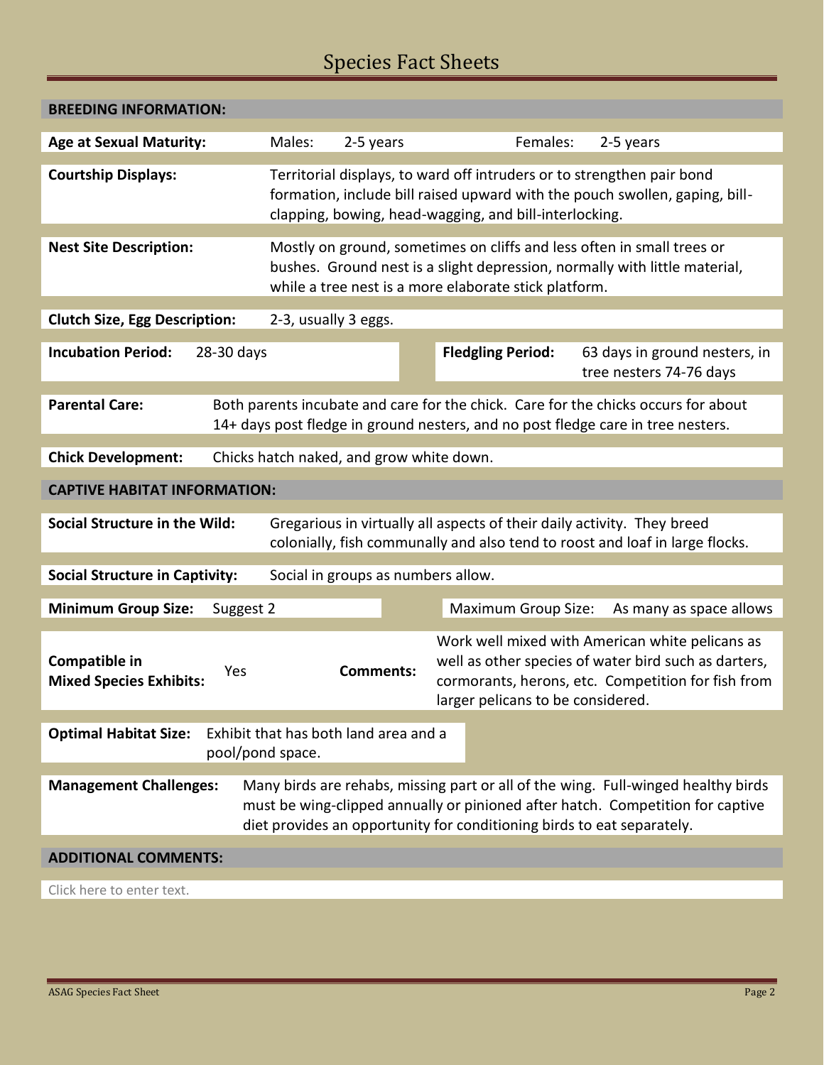## BREEDING INFORMATION:

**Age at Sexual Maturity:** Males: 2-5 years Females: 2-5 years

**Courtship Displays:** Territorial displays, to ward off intruders or to strengthen pair bond formation, include bill raised upward with the pouch swollen, gaping, bill-clapping, bowing, head-wagging, and bill-interlocking.

**Nest Site Description:** Mostly on ground, sometimes on cliffs and less often in small trees or bushes. Ground nest is a slight depression, normally with little material, while a tree nest is a more elaborate stick platform.

**Clutch Size, Egg Description:** 2-3, usually 3 eggs.

**Incubation Period:** 28-30 days

**Fledgling Period:** 63 days in ground nesters, in tree nesters 74-76 days

**Parental Care:** Both parents incubate and care for the chick. Care for the chicks occurs for about 14+ days post fledge in ground nesters, and no post fledge care in tree nesters.

**Chick Development:** Chicks hatch naked, and grow white down.

## CAPTIVE HABITAT INFORMATION:

**Social Structure in the Wild:** Gregarious in virtually all aspects of their daily activity. They breed colonially, fish communally and also tend to roost and loaf in large flocks.

**Social Structure in Captivity:** Social in groups as numbers allow.

**Minimum Group Size:** Suggest 2

Maximum Group Size: As many as space allows

**Compatible in Mixed Species Exhibits:** Yes

**Comments:** Work well mixed with American white pelicans as well as other species of water bird such as darters, cormorants, herons, etc. Competition for fish from larger pelicans to be considered.

**Optimal Habitat Size:** Exhibit that has both land area and a pool/pond space.

**Management Challenges:** Many birds are rehabs, missing part or all of the wing. Full-winged healthy birds must be wing-clipped annually or pinioned after hatch. Competition for captive diet provides an opportunity for conditioning birds to eat separately.

## ADDITIONAL COMMENTS:

Click here to enter text.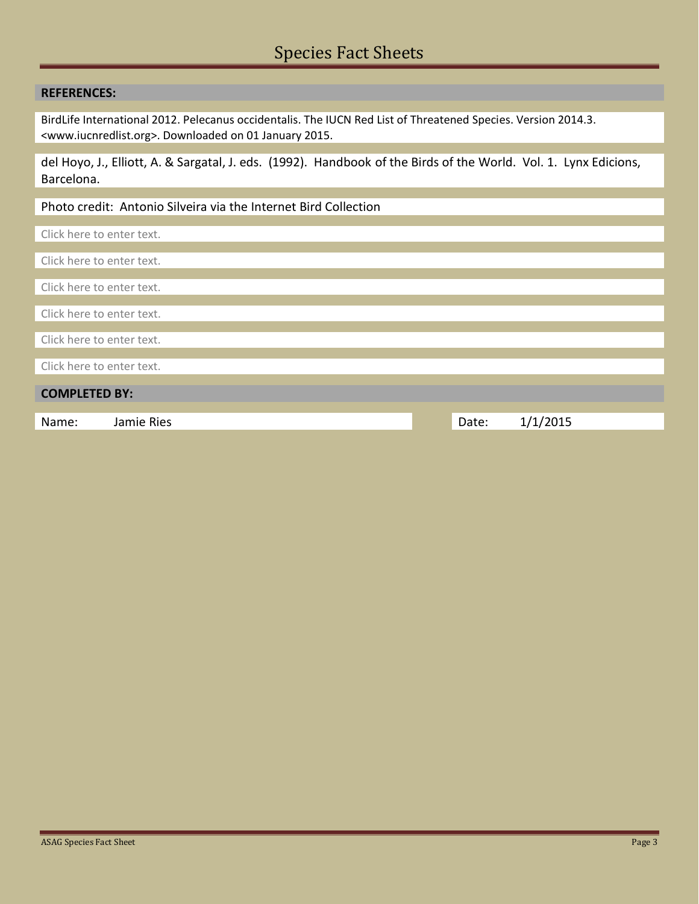## REFERENCES:

BirdLife International 2012. Pelecanus occidentalis. The IUCN Red List of Threatened Species. Version 2014.3. <www.iucnredlist.org>. Downloaded on 01 January 2015.

del Hoyo, J., Elliott, A. & Sargatal, J. eds. (1992). Handbook of the Birds of the World. Vol. 1. Lynx Edicions, Barcelona.

Photo credit: Antonio Silveira via the Internet Bird Collection

Click here to enter text.

Click here to enter text.

Click here to enter text.

Click here to enter text.

Click here to enter text.

Click here to enter text.

## COMPLETED BY:

Name: Jamie Ries

Date: 1/1/2015